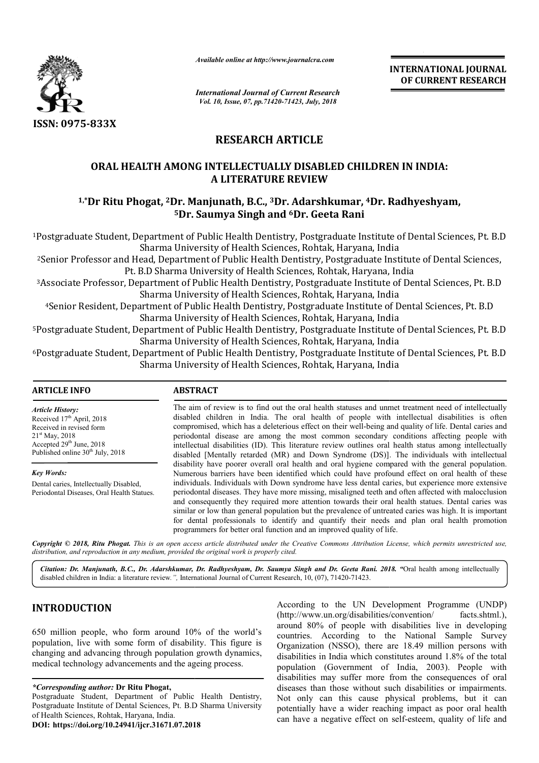*Available online at http://www.journalcra.com*

*International Journal of Current Research*
*Vol. 10, Issue, 07, pp.71420-71423, July, 2018*

**INTERNATIONAL JOURNAL OF CURRENT RESEARCH**

ISSN: 0975-833X

## RESEARCH ARTICLE

# ORAL HEALTH AMONG INTELLECTUALLY DISABLED CHILDREN IN INDIA: A LITERATURE REVIEW

**[1,*]Dr Ritu Phogat, [2]Dr. Manjunath, B.C., [3]Dr. Adarshkumar, [4]Dr. Radhyeshyam, [5]Dr. Saumya Singh and [6]Dr. Geeta Rani**

[1]Postgraduate Student, Department of Public Health Dentistry, Postgraduate Institute of Dental Sciences, Pt. B.D Sharma University of Health Sciences, Rohtak, Haryana, India

[2]Senior Professor and Head, Department of Public Health Dentistry, Postgraduate Institute of Dental Sciences, Pt. B.D Sharma University of Health Sciences, Rohtak, Haryana, India

[3]Associate Professor, Department of Public Health Dentistry, Postgraduate Institute of Dental Sciences, Pt. B.D Sharma University of Health Sciences, Rohtak, Haryana, India

[4]Senior Resident, Department of Public Health Dentistry, Postgraduate Institute of Dental Sciences, Pt. B.D Sharma University of Health Sciences, Rohtak, Haryana, India

[5]Postgraduate Student, Department of Public Health Dentistry, Postgraduate Institute of Dental Sciences, Pt. B.D Sharma University of Health Sciences, Rohtak, Haryana, India

[6]Postgraduate Student, Department of Public Health Dentistry, Postgraduate Institute of Dental Sciences, Pt. B.D Sharma University of Health Sciences, Rohtak, Haryana, India

**ARTICLE INFO**

*Article History:*
Received 17th April, 2018
Received in revised form 21st May, 2018
Accepted 29th June, 2018
Published online 30th July, 2018

*Key Words:*
Dental caries, Intellectually Disabled, Periodontal Diseases, Oral Health Statues.

**ABSTRACT**

The aim of review is to find out the oral health statuses and unmet treatment need of intellectually disabled children in India. The oral health of people with intellectual disabilities is often compromised, which has a deleterious effect on their well-being and quality of life. Dental caries and periodontal disease are among the most common secondary conditions affecting people with intellectual disabilities (ID). This literature review outlines oral health status among intellectually disabled [Mentally retarded (MR) and Down Syndrome (DS)]. The individuals with intellectual disability have poorer overall oral health and oral hygiene compared with the general population. Numerous barriers have been identified which could have profound effect on oral health of these individuals. Individuals with Down syndrome have less dental caries, but experience more extensive periodontal diseases. They have more missing, misaligned teeth and often affected with malocclusion and consequently they required more attention towards their oral health statues. Dental caries was similar or low than general population but the prevalence of untreated caries was high. It is important for dental professionals to identify and quantify their needs and plan oral health promotion programmers for better oral function and an improved quality of life.

*Copyright © 2018, Ritu Phogat. This is an open access article distributed under the Creative Commons Attribution License, which permits unrestricted use, distribution, and reproduction in any medium, provided the original work is properly cited.*

*Citation: Dr. Manjunath, B.C., Dr. Adarshkumar, Dr. Radhyeshyam, Dr. Saumya Singh and Dr. Geeta Rani. 2018. "Oral health among intellectually disabled children in India: a literature review.", International Journal of Current Research, 10, (07), 71420-71423.*

## INTRODUCTION

650 million people, who form around 10% of the world's population, live with some form of disability. This figure is changing and advancing through population growth dynamics, medical technology advancements and the ageing process.

According to the UN Development Programme (UNDP) (http://www.un.org/disabilities/convention/ facts.shtml.), around 80% of people with disabilities live in developing countries. According to the National Sample Survey Organization (NSSO), there are 18.49 million persons with disabilities in India which constitutes around 1.8% of the total population (Government of India, 2003). People with disabilities may suffer more from the consequences of oral diseases than those without such disabilities or impairments. Not only can this cause physical problems, but it can potentially have a wider reaching impact as poor oral health can have a negative effect on self-esteem, quality of life and

*\*Corresponding author:* **Dr Ritu Phogat,**
Postgraduate Student, Department of Public Health Dentistry, Postgraduate Institute of Dental Sciences, Pt. B.D Sharma University of Health Sciences, Rohtak, Haryana, India.
**DOI: https://doi.org/10.24941/ijcr.31671.07.2018**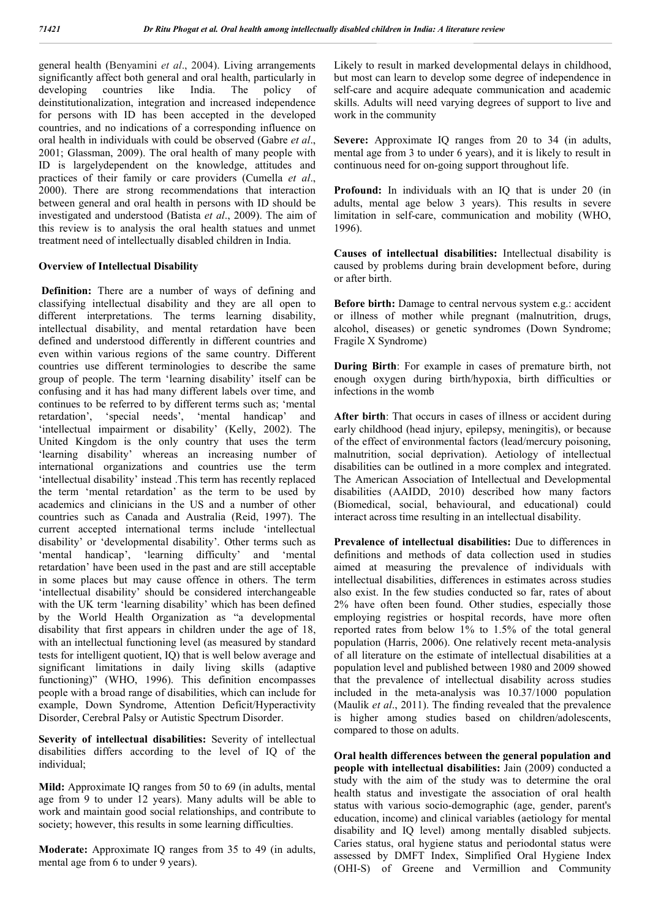general health (Benyamini *et al*., 2004). Living arrangements significantly affect both general and oral health, particularly in developing countries like India. The policy of deinstitutionalization, integration and increased independence for persons with ID has been accepted in the developed countries, and no indications of a corresponding influence on oral health in individuals with could be observed (Gabre *et al*., 2001; Glassman, 2009). The oral health of many people with ID is largelydependent on the knowledge, attitudes and practices of their family or care providers (Cumella *et al*., 2000). There are strong recommendations that interaction between general and oral health in persons with ID should be investigated and understood (Batista *et al*., 2009). The aim of this review is to analysis the oral health statues and unmet treatment need of intellectually disabled children in India.

## Overview of Intellectual Disability

**Definition:** There are a number of ways of defining and classifying intellectual disability and they are all open to different interpretations. The terms learning disability, intellectual disability, and mental retardation have been defined and understood differently in different countries and even within various regions of the same country. Different countries use different terminologies to describe the same group of people. The term 'learning disability' itself can be confusing and it has had many different labels over time, and continues to be referred to by different terms such as; 'mental retardation', 'special needs', 'mental handicap' and 'intellectual impairment or disability' (Kelly, 2002). The United Kingdom is the only country that uses the term 'learning disability' whereas an increasing number of international organizations and countries use the term 'intellectual disability' instead .This term has recently replaced the term 'mental retardation' as the term to be used by academics and clinicians in the US and a number of other countries such as Canada and Australia (Reid, 1997). The current accepted international terms include 'intellectual disability' or 'developmental disability'. Other terms such as 'mental handicap', 'learning difficulty' and 'mental retardation' have been used in the past and are still acceptable in some places but may cause offence in others. The term 'intellectual disability' should be considered interchangeable with the UK term 'learning disability' which has been defined by the World Health Organization as "a developmental disability that first appears in children under the age of 18, with an intellectual functioning level (as measured by standard tests for intelligent quotient, IQ) that is well below average and significant limitations in daily living skills (adaptive functioning)" (WHO, 1996). This definition encompasses people with a broad range of disabilities, which can include for example, Down Syndrome, Attention Deficit/Hyperactivity Disorder, Cerebral Palsy or Autistic Spectrum Disorder.

**Severity of intellectual disabilities:** Severity of intellectual disabilities differs according to the level of IQ of the individual;

**Mild:** Approximate IQ ranges from 50 to 69 (in adults, mental age from 9 to under 12 years). Many adults will be able to work and maintain good social relationships, and contribute to society; however, this results in some learning difficulties.

**Moderate:** Approximate IQ ranges from 35 to 49 (in adults, mental age from 6 to under 9 years). Likely to result in marked developmental delays in childhood, but most can learn to develop some degree of independence in self-care and acquire adequate communication and academic skills. Adults will need varying degrees of support to live and work in the community

**Severe:** Approximate IQ ranges from 20 to 34 (in adults, mental age from 3 to under 6 years), and it is likely to result in continuous need for on-going support throughout life.

**Profound:** In individuals with an IQ that is under 20 (in adults, mental age below 3 years). This results in severe limitation in self-care, communication and mobility (WHO, 1996).

**Causes of intellectual disabilities:** Intellectual disability is caused by problems during brain development before, during or after birth.

**Before birth:** Damage to central nervous system e.g.: accident or illness of mother while pregnant (malnutrition, drugs, alcohol, diseases) or genetic syndromes (Down Syndrome; Fragile X Syndrome)

**During Birth**: For example in cases of premature birth, not enough oxygen during birth/hypoxia, birth difficulties or infections in the womb

**After birth**: That occurs in cases of illness or accident during early childhood (head injury, epilepsy, meningitis), or because of the effect of environmental factors (lead/mercury poisoning, malnutrition, social deprivation). Aetiology of intellectual disabilities can be outlined in a more complex and integrated. The American Association of Intellectual and Developmental disabilities (AAIDD, 2010) described how many factors (Biomedical, social, behavioural, and educational) could interact across time resulting in an intellectual disability.

**Prevalence of intellectual disabilities:** Due to differences in definitions and methods of data collection used in studies aimed at measuring the prevalence of individuals with intellectual disabilities, differences in estimates across studies also exist. In the few studies conducted so far, rates of about 2% have often been found. Other studies, especially those employing registries or hospital records, have more often reported rates from below 1% to 1.5% of the total general population (Harris, 2006). One relatively recent meta-analysis of all literature on the estimate of intellectual disabilities at a population level and published between 1980 and 2009 showed that the prevalence of intellectual disability across studies included in the meta-analysis was 10.37/1000 population (Maulik *et al*., 2011). The finding revealed that the prevalence is higher among studies based on children/adolescents, compared to those on adults.

**Oral health differences between the general population and people with intellectual disabilities:** Jain (2009) conducted a study with the aim of the study was to determine the oral health status and investigate the association of oral health status with various socio-demographic (age, gender, parent's education, income) and clinical variables (aetiology for mental disability and IQ level) among mentally disabled subjects. Caries status, oral hygiene status and periodontal status were assessed by DMFT Index, Simplified Oral Hygiene Index (OHI-S) of Greene and Vermillion and Community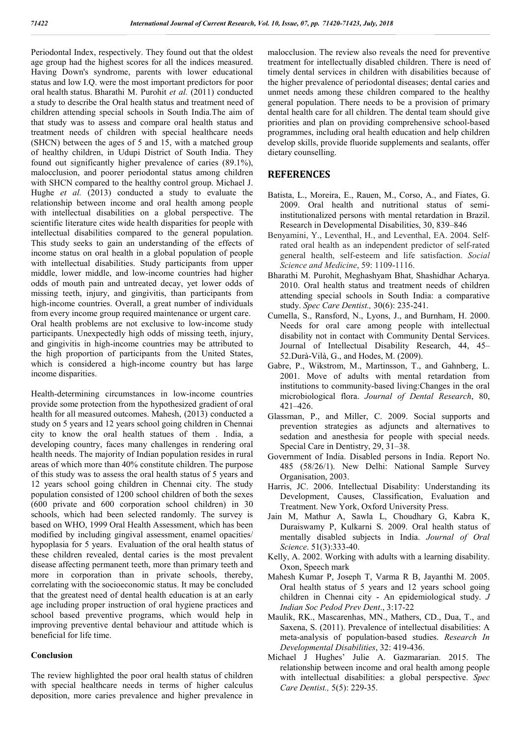Periodontal Index, respectively. They found out that the oldest age group had the highest scores for all the indices measured. Having Down's syndrome, parents with lower educational status and low I.Q. were the most important predictors for poor oral health status. Bharathi M. Purohit *et al.* (2011) conducted a study to describe the Oral health status and treatment need of children attending special schools in South India.The aim of that study was to assess and compare oral health status and treatment needs of children with special healthcare needs (SHCN) between the ages of 5 and 15, with a matched group of healthy children, in Udupi District of South India. They found out significantly higher prevalence of caries (89.1%), malocclusion, and poorer periodontal status among children with SHCN compared to the healthy control group. Michael J. Hughe *et al.* (2013) conducted a study to evaluate the relationship between income and oral health among people with intellectual disabilities on a global perspective. The scientific literature cites wide health disparities for people with intellectual disabilities compared to the general population. This study seeks to gain an understanding of the effects of income status on oral health in a global population of people with intellectual disabilities. Study participants from upper middle, lower middle, and low-income countries had higher odds of mouth pain and untreated decay, yet lower odds of missing teeth, injury, and gingivitis, than participants from high-income countries. Overall, a great number of individuals from every income group required maintenance or urgent care. Oral health problems are not exclusive to low-income study participants. Unexpectedly high odds of missing teeth, injury, and gingivitis in high-income countries may be attributed to the high proportion of participants from the United States, which is considered a high-income country but has large income disparities.

Health-determining circumstances in low-income countries provide some protection from the hypothesized gradient of oral health for all measured outcomes. Mahesh, (2013) conducted a study on 5 years and 12 years school going children in Chennai city to know the oral health statues of them . India, a developing country, faces many challenges in rendering oral health needs. The majority of Indian population resides in rural areas of which more than 40% constitute children. The purpose of this study was to assess the oral health status of 5 years and 12 years school going children in Chennai city. The study population consisted of 1200 school children of both the sexes (600 private and 600 corporation school children) in 30 schools, which had been selected randomly. The survey is based on WHO, 1999 Oral Health Assessment, which has been modified by including gingival assessment, enamel opacities/ hypoplasia for 5 years. Evaluation of the oral health status of these children revealed, dental caries is the most prevalent disease affecting permanent teeth, more than primary teeth and more in corporation than in private schools, thereby, correlating with the socioeconomic status. It may be concluded that the greatest need of dental health education is at an early age including proper instruction of oral hygiene practices and school based preventive programs, which would help in improving preventive dental behaviour and attitude which is beneficial for life time.

### Conclusion

The review highlighted the poor oral health status of children with special healthcare needs in terms of higher calculus deposition, more caries prevalence and higher prevalence in malocclusion. The review also reveals the need for preventive treatment for intellectually disabled children. There is need of timely dental services in children with disabilities because of the higher prevalence of periodontal diseases; dental caries and unmet needs among these children compared to the healthy general population. There needs to be a provision of primary dental health care for all children. The dental team should give priorities and plan on providing comprehensive school-based programmes, including oral health education and help children develop skills, provide fluoride supplements and sealants, offer dietary counselling.

## REFERENCES

- Batista, L., Moreira, E., Rauen, M., Corso, A., and Fiates, G. 2009. Oral health and nutritional status of semi-institutionalized persons with mental retardation in Brazil. Research in Developmental Disabilities, 30, 839–846
- Benyamini, Y., Leventhal, H., and Leventhal, EA. 2004. Self-rated oral health as an independent predictor of self-rated general health, self-esteem and life satisfaction. *Social Science and Medicine*, 59: 1109-1116.
- Bharathi M. Purohit, Meghashyam Bhat, Shashidhar Acharya. 2010. Oral health status and treatment needs of children attending special schools in South India: a comparative study. *Spec Care Dentist.,* 30(6): 235-241.
- Cumella, S., Ransford, N., Lyons, J., and Burnham, H. 2000. Needs for oral care among people with intellectual disability not in contact with Community Dental Services. Journal of Intellectual Disability Research, 44, 45–52.Durà-Vilà, G., and Hodes, M. (2009).
- Gabre, P., Wikstrom, M., Martinsson, T., and Gahnberg, L. 2001. Move of adults with mental retardation from institutions to community-based living:Changes in the oral microbiological flora. *Journal of Dental Research*, 80, 421–426.
- Glassman, P., and Miller, C. 2009. Social supports and prevention strategies as adjuncts and alternatives to sedation and anesthesia for people with special needs. Special Care in Dentistry, 29, 31–38.
- Government of India. Disabled persons in India. Report No. 485 (58/26/1). New Delhi: National Sample Survey Organisation, 2003.
- Harris, JC. 2006. Intellectual Disability: Understanding its Development, Causes, Classification, Evaluation and Treatment. New York, Oxford University Press.
- Jain M, Mathur A, Sawla L, Choudhary G, Kabra K, Duraiswamy P, Kulkarni S. 2009. Oral health status of mentally disabled subjects in India. *Journal of Oral Science*. 51(3):333-40.
- Kelly, A. 2002. Working with adults with a learning disability. Oxon, Speech mark
- Mahesh Kumar P, Joseph T, Varma R B, Jayanthi M. 2005. Oral health status of 5 years and 12 years school going children in Chennai city - An epidemiological study. *J Indian Soc Pedod Prev Dent*., 3:17-22
- Maulik, RK., Mascarenhas, MN., Mathers, CD., Dua, T., and Saxena, S. (2011). Prevalence of intellectual disabilities: A meta-analysis of population-based studies. *Research In Developmental Disabilities*, 32: 419-436.
- Michael J Hughes' Julie A. Gazmararian. 2015. The relationship between income and oral health among people with intellectual disabilities: a global perspective. *Spec Care Dentist.,* 5(5): 229-35.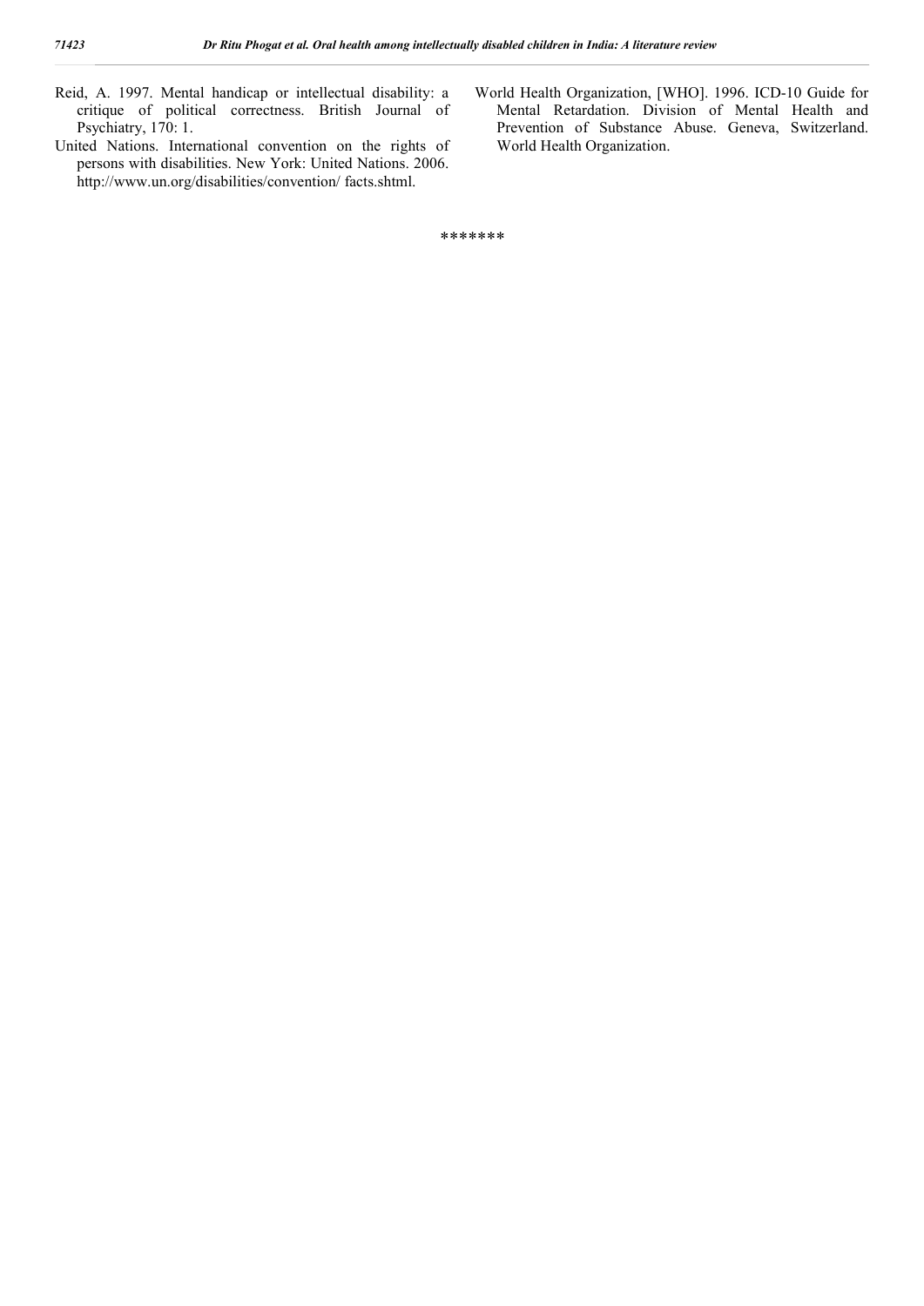Reid, A. 1997. Mental handicap or intellectual disability: a critique of political correctness. British Journal of Psychiatry, 170: 1.

United Nations. International convention on the rights of persons with disabilities. New York: United Nations. 2006. http://www.un.org/disabilities/convention/ facts.shtml.

World Health Organization, [WHO]. 1996. ICD-10 Guide for Mental Retardation. Division of Mental Health and Prevention of Substance Abuse. Geneva, Switzerland. World Health Organization.

*******